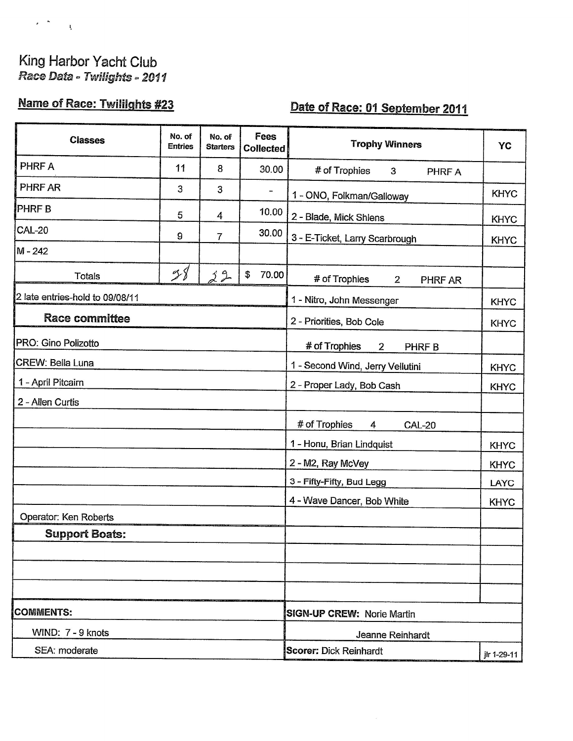King Harbor Yacht Club

*Race Data - Twilights - 2011*

**Name of Race: Twililghts #23** **Date of Race: 01 September 2011**

| Classes | No. of Entries | No. of Starters | Fees Collected |
|---|---|---|---|
| PHRF A | 11 | 8 | 30.00 |
| PHRF AR | 3 | 3 | - |
| PHRF B | 5 | 4 | 10.00 |
| CAL-20 | 9 | 7 | 30.00 |
| M - 242 | | | |
| Totals | 28 | 22 | $ 70.00 |

2 late entries-hold to 09/08/11

**Race committee**

PRO: Gino Polizotto

CREW: Bella Luna

1 - April Pitcairn

2 - Allen Curtis

Operator: Ken Roberts

**Support Boats:**

| Trophy Winners | YC |
|---|---|
| # of Trophies 3 PHRF A | |
| 1 - ONO, Folkman/Galloway | KHYC |
| 2 - Blade, Mick Shlens | KHYC |
| 3 - E-Ticket, Larry Scarbrough | KHYC |
| # of Trophies 2 PHRF AR | |
| 1 - Nitro, John Messenger | KHYC |
| 2 - Priorities, Bob Cole | KHYC |
| # of Trophies 2 PHRF B | |
| 1 - Second Wind, Jerry Vellutini | KHYC |
| 2 - Proper Lady, Bob Cash | KHYC |
| # of Trophies 4 CAL-20 | |
| 1 - Honu, Brian Lindquist | KHYC |
| 2 - M2, Ray McVey | KHYC |
| 3 - Fifty-Fifty, Bud Legg | LAYC |
| 4 - Wave Dancer, Bob White | KHYC |

**COMMENTS:**

WIND: 7 - 9 knots

SEA: moderate

**SIGN-UP CREW:** Norie Martin

Jeanne Reinhardt

**Scorer:** Dick Reinhardt

jlr 1-29-11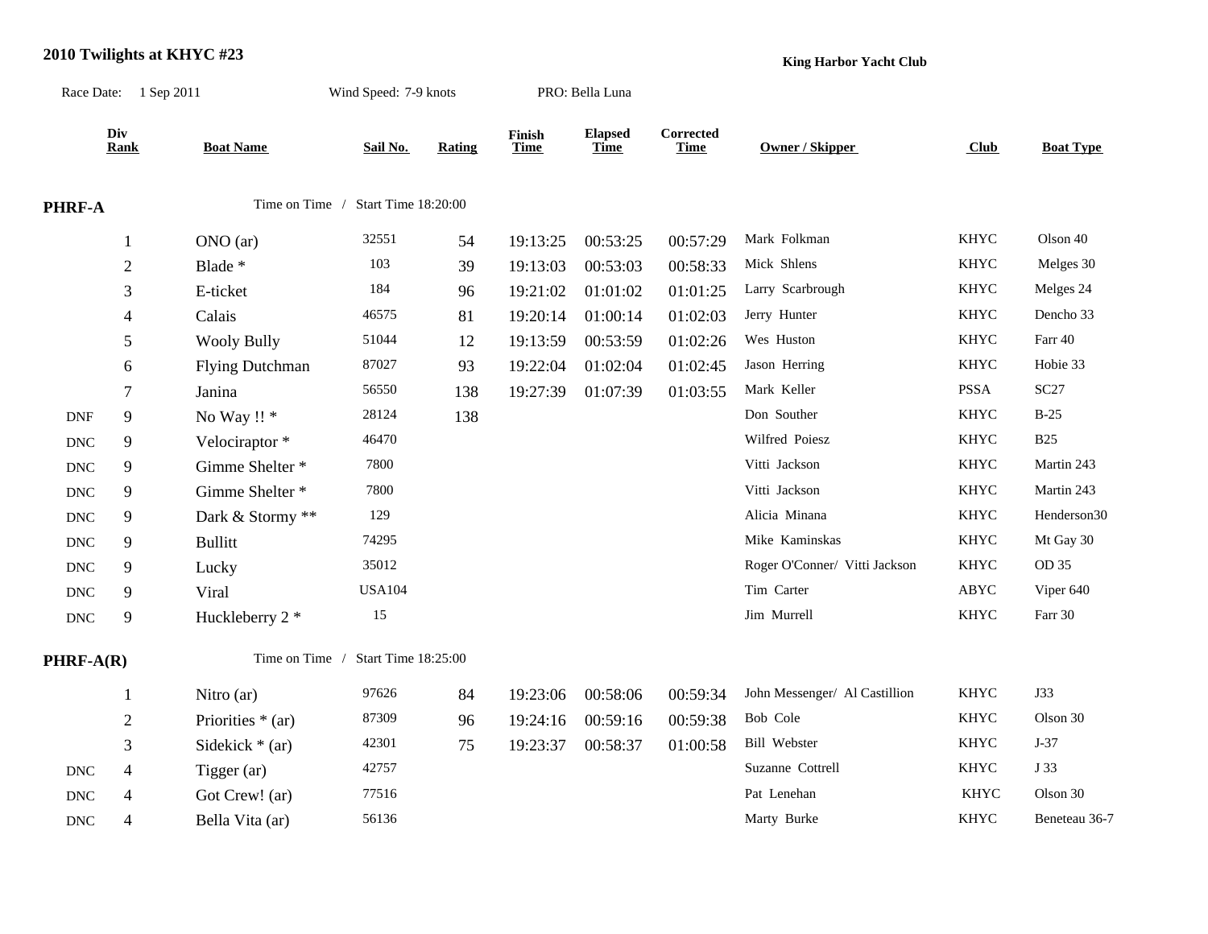## 2010 Twilights at KHYC #23

**King Harbor Yacht Club**

Race Date: 1 Sep 2011 | Wind Speed: 7-9 knots | PRO: Bella Luna

### PHRF-A

Time on Time / Start Time 18:20:00

| | Div Rank | Boat Name | Sail No. | Rating | Finish Time | Elapsed Time | Corrected Time | Owner / Skipper | Club | Boat Type |
|---|---|---|---|---|---|---|---|---|---|---|
| | 1 | ONO (ar) | 32551 | 54 | 19:13:25 | 00:53:25 | 00:57:29 | Mark Folkman | KHYC | Olson 40 |
| | 2 | Blade * | 103 | 39 | 19:13:03 | 00:53:03 | 00:58:33 | Mick Shlens | KHYC | Melges 30 |
| | 3 | E-ticket | 184 | 96 | 19:21:02 | 01:01:02 | 01:01:25 | Larry Scarbrough | KHYC | Melges 24 |
| | 4 | Calais | 46575 | 81 | 19:20:14 | 01:00:14 | 01:02:03 | Jerry Hunter | KHYC | Dencho 33 |
| | 5 | Wooly Bully | 51044 | 12 | 19:13:59 | 00:53:59 | 01:02:26 | Wes Huston | KHYC | Farr 40 |
| | 6 | Flying Dutchman | 87027 | 93 | 19:22:04 | 01:02:04 | 01:02:45 | Jason Herring | KHYC | Hobie 33 |
| | 7 | Janina | 56550 | 138 | 19:27:39 | 01:07:39 | 01:03:55 | Mark Keller | PSSA | SC27 |
| DNF | 9 | No Way !! * | 28124 | 138 | | | | Don Souther | KHYC | B-25 |
| DNC | 9 | Velociraptor * | 46470 | | | | | Wilfred Poiesz | KHYC | B25 |
| DNC | 9 | Gimme Shelter * | 7800 | | | | | Vitti Jackson | KHYC | Martin 243 |
| DNC | 9 | Gimme Shelter * | 7800 | | | | | Vitti Jackson | KHYC | Martin 243 |
| DNC | 9 | Dark & Stormy ** | 129 | | | | | Alicia Minana | KHYC | Henderson30 |
| DNC | 9 | Bullitt | 74295 | | | | | Mike Kaminskas | KHYC | Mt Gay 30 |
| DNC | 9 | Lucky | 35012 | | | | | Roger O'Conner/ Vitti Jackson | KHYC | OD 35 |
| DNC | 9 | Viral | USA104 | | | | | Tim Carter | ABYC | Viper 640 |
| DNC | 9 | Huckleberry 2 * | 15 | | | | | Jim Murrell | KHYC | Farr 30 |

### PHRF-A(R)

Time on Time / Start Time 18:25:00

| | Div Rank | Boat Name | Sail No. | Rating | Finish Time | Elapsed Time | Corrected Time | Owner / Skipper | Club | Boat Type |
|---|---|---|---|---|---|---|---|---|---|---|
| | 1 | Nitro (ar) | 97626 | 84 | 19:23:06 | 00:58:06 | 00:59:34 | John Messenger/ Al Castillion | KHYC | J33 |
| | 2 | Priorities * (ar) | 87309 | 96 | 19:24:16 | 00:59:16 | 00:59:38 | Bob Cole | KHYC | Olson 30 |
| | 3 | Sidekick * (ar) | 42301 | 75 | 19:23:37 | 00:58:37 | 01:00:58 | Bill Webster | KHYC | J-37 |
| DNC | 4 | Tigger (ar) | 42757 | | | | | Suzanne Cottrell | KHYC | J 33 |
| DNC | 4 | Got Crew! (ar) | 77516 | | | | | Pat Lenehan | KHYC | Olson 30 |
| DNC | 4 | Bella Vita (ar) | 56136 | | | | | Marty Burke | KHYC | Beneteau 36-7 |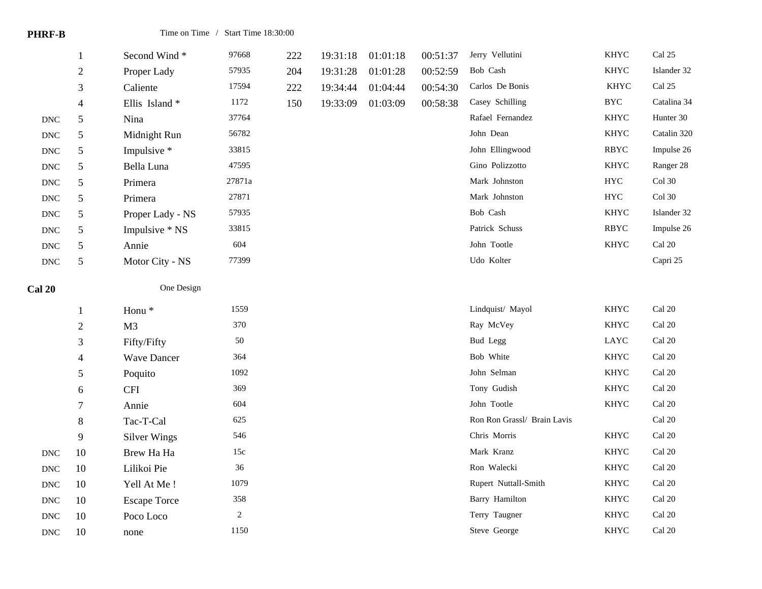**PHRF-B** Time on Time / Start Time 18:30:00

| | Place | Boat | Sail # | Rating | Finish | Elapsed | Corrected | Skipper | Club | Boat Type |
|---|---|---|---|---|---|---|---|---|---|---|
| | 1 | Second Wind * | 97668 | 222 | 19:31:18 | 01:01:18 | 00:51:37 | Jerry Vellutini | KHYC | Cal 25 |
| | 2 | Proper Lady | 57935 | 204 | 19:31:28 | 01:01:28 | 00:52:59 | Bob Cash | KHYC | Islander 32 |
| | 3 | Caliente | 17594 | 222 | 19:34:44 | 01:04:44 | 00:54:30 | Carlos De Bonis | KHYC | Cal 25 |
| | 4 | Ellis Island * | 1172 | 150 | 19:33:09 | 01:03:09 | 00:58:38 | Casey Schilling | BYC | Catalina 34 |
| DNC | 5 | Nina | 37764 | | | | | Rafael Fernandez | KHYC | Hunter 30 |
| DNC | 5 | Midnight Run | 56782 | | | | | John Dean | KHYC | Catalin 320 |
| DNC | 5 | Impulsive * | 33815 | | | | | John Ellingwood | RBYC | Impulse 26 |
| DNC | 5 | Bella Luna | 47595 | | | | | Gino Polizzotto | KHYC | Ranger 28 |
| DNC | 5 | Primera | 27871a | | | | | Mark Johnston | HYC | Col 30 |
| DNC | 5 | Primera | 27871 | | | | | Mark Johnston | HYC | Col 30 |
| DNC | 5 | Proper Lady - NS | 57935 | | | | | Bob Cash | KHYC | Islander 32 |
| DNC | 5 | Impulsive * NS | 33815 | | | | | Patrick Schuss | RBYC | Impulse 26 |
| DNC | 5 | Annie | 604 | | | | | John Tootle | KHYC | Cal 20 |
| DNC | 5 | Motor City - NS | 77399 | | | | | Udo Kolter | | Capri 25 |

**Cal 20** One Design

| | Place | Boat | Sail # | Skipper | Club | Boat Type |
|---|---|---|---|---|---|---|
| | 1 | Honu * | 1559 | Lindquist/ Mayol | KHYC | Cal 20 |
| | 2 | M3 | 370 | Ray McVey | KHYC | Cal 20 |
| | 3 | Fifty/Fifty | 50 | Bud Legg | LAYC | Cal 20 |
| | 4 | Wave Dancer | 364 | Bob White | KHYC | Cal 20 |
| | 5 | Poquito | 1092 | John Selman | KHYC | Cal 20 |
| | 6 | CFI | 369 | Tony Gudish | KHYC | Cal 20 |
| | 7 | Annie | 604 | John Tootle | KHYC | Cal 20 |
| | 8 | Tac-T-Cal | 625 | Ron Ron Grassl/ Brain Lavis | | Cal 20 |
| | 9 | Silver Wings | 546 | Chris Morris | KHYC | Cal 20 |
| DNC | 10 | Brew Ha Ha | 15c | Mark Kranz | KHYC | Cal 20 |
| DNC | 10 | Lilikoi Pie | 36 | Ron Walecki | KHYC | Cal 20 |
| DNC | 10 | Yell At Me ! | 1079 | Rupert Nuttall-Smith | KHYC | Cal 20 |
| DNC | 10 | Escape Torce | 358 | Barry Hamilton | KHYC | Cal 20 |
| DNC | 10 | Poco Loco | 2 | Terry Taugner | KHYC | Cal 20 |
| DNC | 10 | none | 1150 | Steve George | KHYC | Cal 20 |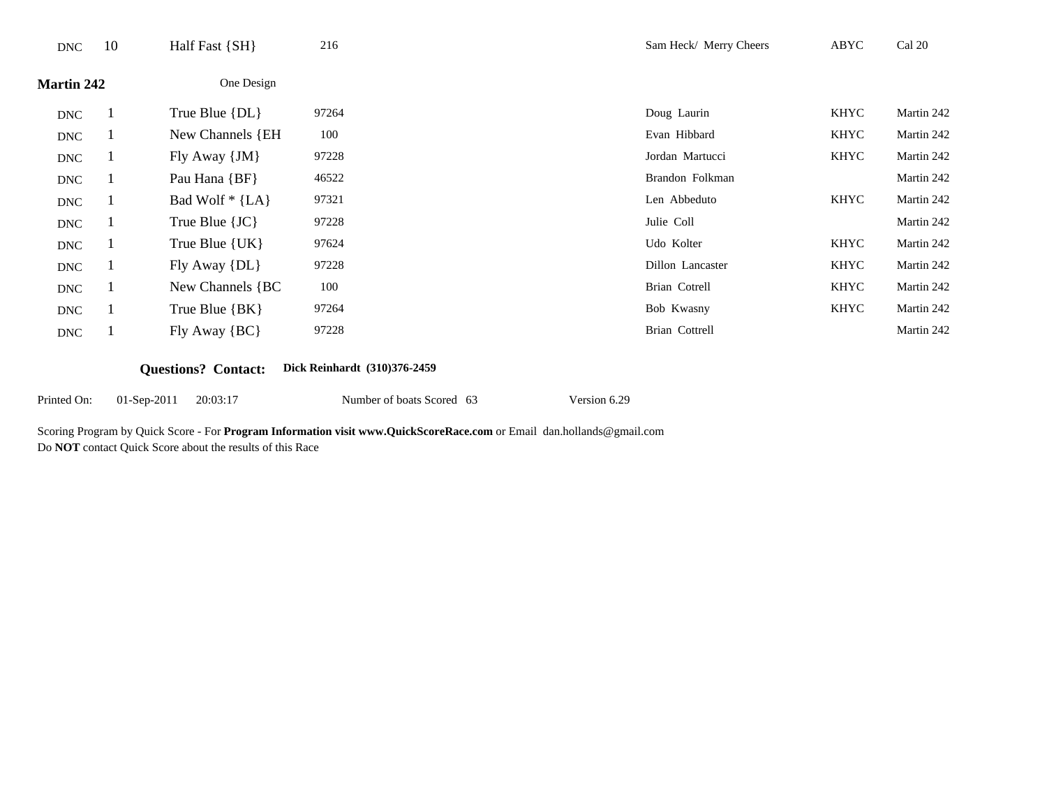| | | | | | | |
|---|---|---|---|---|---|---|
| DNC | 10 | Half Fast {SH} | 216 | Sam Heck/ Merry Cheers | ABYC | Cal 20 |

**Martin 242** One Design

| | | | | | | |
|---|---|---|---|---|---|---|
| DNC | 1 | True Blue {DL} | 97264 | Doug Laurin | KHYC | Martin 242 |
| DNC | 1 | New Channels {EH | 100 | Evan Hibbard | KHYC | Martin 242 |
| DNC | 1 | Fly Away {JM} | 97228 | Jordan Martucci | KHYC | Martin 242 |
| DNC | 1 | Pau Hana {BF} | 46522 | Brandon Folkman | | Martin 242 |
| DNC | 1 | Bad Wolf * {LA} | 97321 | Len Abbeduto | KHYC | Martin 242 |
| DNC | 1 | True Blue {JC} | 97228 | Julie Coll | | Martin 242 |
| DNC | 1 | True Blue {UK} | 97624 | Udo Kolter | KHYC | Martin 242 |
| DNC | 1 | Fly Away {DL} | 97228 | Dillon Lancaster | KHYC | Martin 242 |
| DNC | 1 | New Channels {BC | 100 | Brian Cotrell | KHYC | Martin 242 |
| DNC | 1 | True Blue {BK} | 97264 | Bob Kwasny | KHYC | Martin 242 |
| DNC | 1 | Fly Away {BC} | 97228 | Brian Cottrell | | Martin 242 |

**Questions? Contact:** **Dick Reinhardt (310)376-2459**

Printed On: 01-Sep-2011 20:03:17 Number of boats Scored 63 Version 6.29

Scoring Program by Quick Score - For **Program Information visit www.QuickScoreRace.com** or Email dan.hollands@gmail.com
Do **NOT** contact Quick Score about the results of this Race